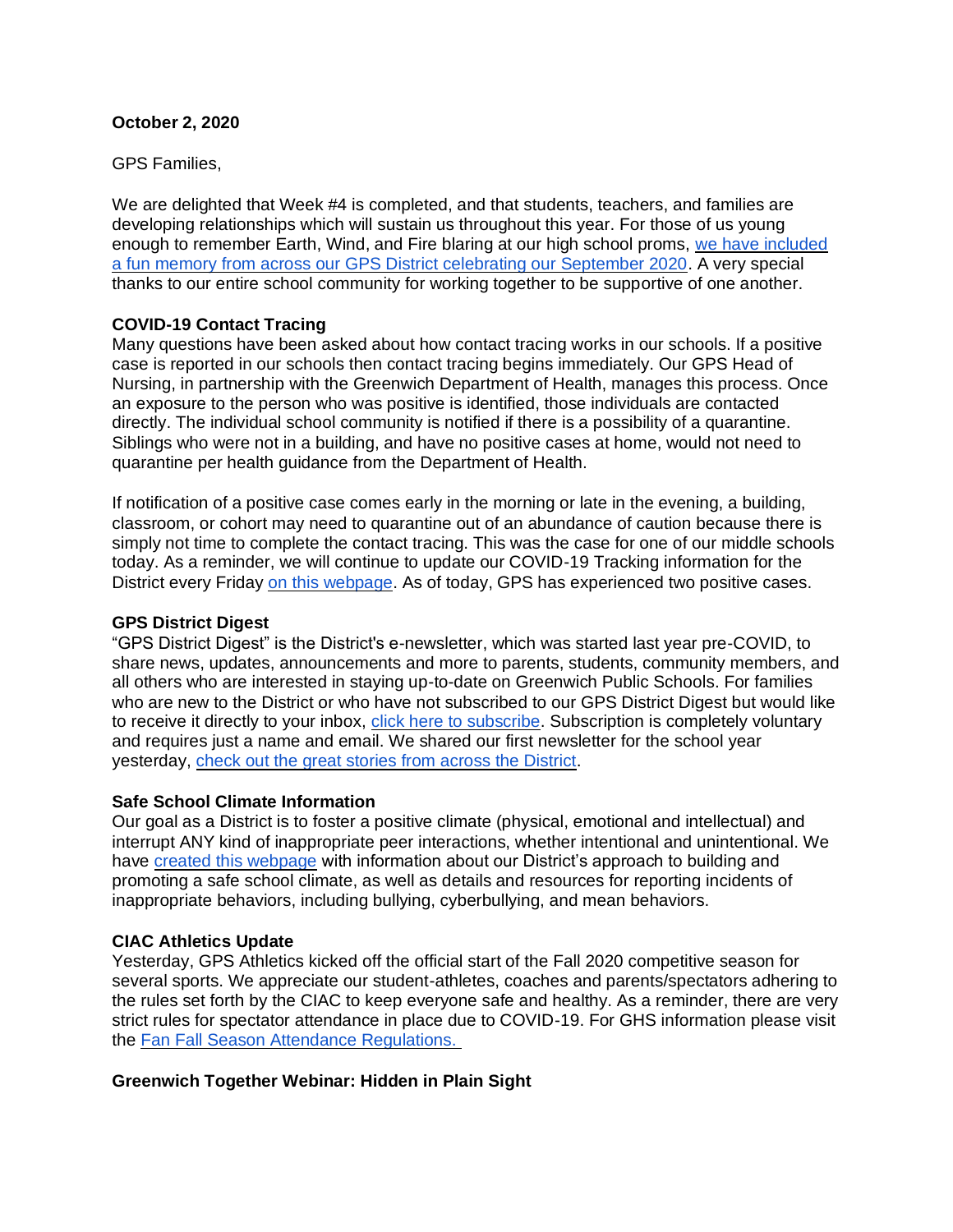**October 2, 2020**

GPS Families,

We are delighted that Week #4 is completed, and that students, teachers, and families are developing relationships which will sustain us throughout this year. For those of us young enough to remember Earth, Wind, and Fire blaring at our high school proms, we have included a fun memory from across our GPS District celebrating our September 2020. A very special thanks to our entire school community for working together to be supportive of one another.

**COVID-19 Contact Tracing**

Many questions have been asked about how contact tracing works in our schools. If a positive case is reported in our schools then contact tracing begins immediately. Our GPS Head of Nursing, in partnership with the Greenwich Department of Health, manages this process. Once an exposure to the person who was positive is identified, those individuals are contacted directly. The individual school community is notified if there is a possibility of a quarantine. Siblings who were not in a building, and have no positive cases at home, would not need to quarantine per health guidance from the Department of Health.

If notification of a positive case comes early in the morning or late in the evening, a building, classroom, or cohort may need to quarantine out of an abundance of caution because there is simply not time to complete the contact tracing. This was the case for one of our middle schools today. As a reminder, we will continue to update our COVID-19 Tracking information for the District every Friday on this webpage. As of today, GPS has experienced two positive cases.

**GPS District Digest**

"GPS District Digest" is the District's e-newsletter, which was started last year pre-COVID, to share news, updates, announcements and more to parents, students, community members, and all others who are interested in staying up-to-date on Greenwich Public Schools. For families who are new to the District or who have not subscribed to our GPS District Digest but would like to receive it directly to your inbox, click here to subscribe. Subscription is completely voluntary and requires just a name and email. We shared our first newsletter for the school year yesterday, check out the great stories from across the District.

**Safe School Climate Information**

Our goal as a District is to foster a positive climate (physical, emotional and intellectual) and interrupt ANY kind of inappropriate peer interactions, whether intentional and unintentional. We have created this webpage with information about our District's approach to building and promoting a safe school climate, as well as details and resources for reporting incidents of inappropriate behaviors, including bullying, cyberbullying, and mean behaviors.

**CIAC Athletics Update**

Yesterday, GPS Athletics kicked off the official start of the Fall 2020 competitive season for several sports. We appreciate our student-athletes, coaches and parents/spectators adhering to the rules set forth by the CIAC to keep everyone safe and healthy. As a reminder, there are very strict rules for spectator attendance in place due to COVID-19. For GHS information please visit the Fan Fall Season Attendance Regulations.

**Greenwich Together Webinar: Hidden in Plain Sight**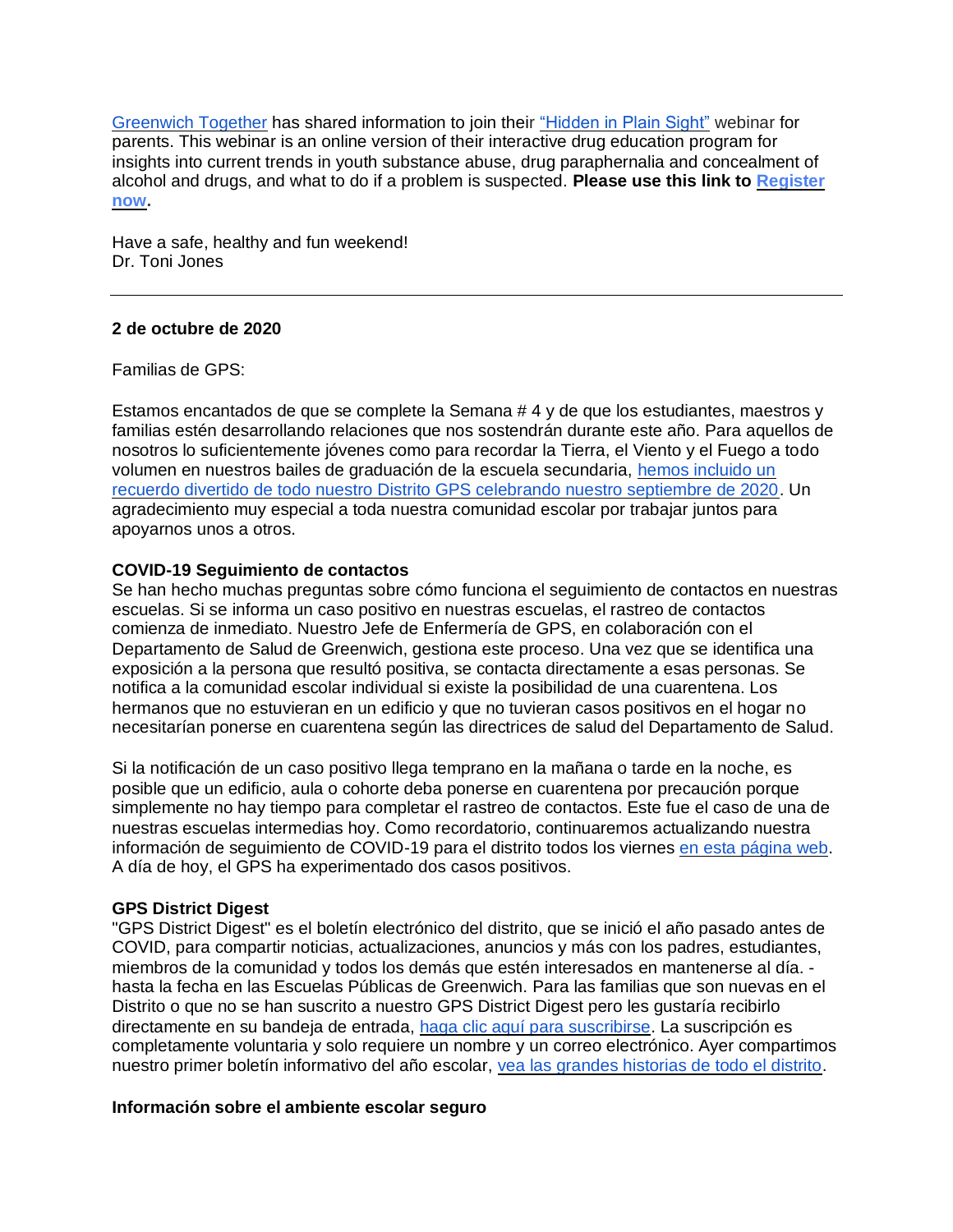[Greenwich Together](#) has shared information to join their ["Hidden in Plain Sight"](#) webinar for parents. This webinar is an online version of their interactive drug education program for insights into current trends in youth substance abuse, drug paraphernalia and concealment of alcohol and drugs, and what to do if a problem is suspected. **Please use this link to [Register now](#).**

Have a safe, healthy and fun weekend!  
Dr. Toni Jones

---

**2 de octubre de 2020**

Familias de GPS:

Estamos encantados de que se complete la Semana # 4 y de que los estudiantes, maestros y familias estén desarrollando relaciones que nos sostendrán durante este año. Para aquellos de nosotros lo suficientemente jóvenes como para recordar la Tierra, el Viento y el Fuego a todo volumen en nuestros bailes de graduación de la escuela secundaria, [hemos incluido un recuerdo divertido de todo nuestro Distrito GPS celebrando nuestro septiembre de 2020](#). Un agradecimiento muy especial a toda nuestra comunidad escolar por trabajar juntos para apoyarnos unos a otros.

**COVID-19 Seguimiento de contactos**  
Se han hecho muchas preguntas sobre cómo funciona el seguimiento de contactos en nuestras escuelas. Si se informa un caso positivo en nuestras escuelas, el rastreo de contactos comienza de inmediato. Nuestro Jefe de Enfermería de GPS, en colaboración con el Departamento de Salud de Greenwich, gestiona este proceso. Una vez que se identifica una exposición a la persona que resultó positiva, se contacta directamente a esas personas. Se notifica a la comunidad escolar individual si existe la posibilidad de una cuarentena. Los hermanos que no estuvieran en un edificio y que no tuvieran casos positivos en el hogar no necesitarían ponerse en cuarentena según las directrices de salud del Departamento de Salud.

Si la notificación de un caso positivo llega temprano en la mañana o tarde en la noche, es posible que un edificio, aula o cohorte deba ponerse en cuarentena por precaución porque simplemente no hay tiempo para completar el rastreo de contactos. Este fue el caso de una de nuestras escuelas intermedias hoy. Como recordatorio, continuaremos actualizando nuestra información de seguimiento de COVID-19 para el distrito todos los viernes [en esta página web](#). A día de hoy, el GPS ha experimentado dos casos positivos.

**GPS District Digest**  
"GPS District Digest" es el boletín electrónico del distrito, que se inició el año pasado antes de COVID, para compartir noticias, actualizaciones, anuncios y más con los padres, estudiantes, miembros de la comunidad y todos los demás que estén interesados en mantenerse al día. - hasta la fecha en las Escuelas Públicas de Greenwich. Para las familias que son nuevas en el Distrito o que no se han suscrito a nuestro GPS District Digest pero les gustaría recibirlo directamente en su bandeja de entrada, [haga clic aquí para suscribirse](#). La suscripción es completamente voluntaria y solo requiere un nombre y un correo electrónico. Ayer compartimos nuestro primer boletín informativo del año escolar, [vea las grandes historias de todo el distrito](#).

**Información sobre el ambiente escolar seguro**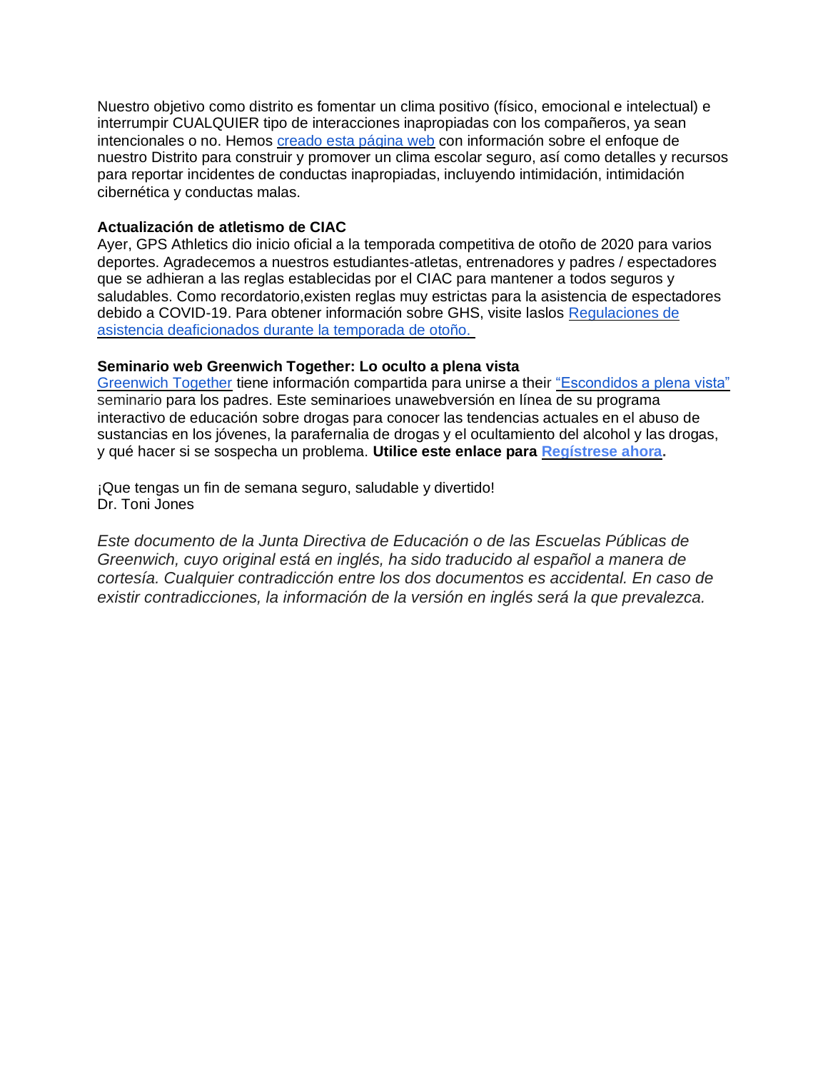Nuestro objetivo como distrito es fomentar un clima positivo (físico, emocional e intelectual) e interrumpir CUALQUIER tipo de interacciones inapropiadas con los compañeros, ya sean intencionales o no. Hemos creado esta página web con información sobre el enfoque de nuestro Distrito para construir y promover un clima escolar seguro, así como detalles y recursos para reportar incidentes de conductas inapropiadas, incluyendo intimidación, intimidación cibernética y conductas malas.

**Actualización de atletismo de CIAC**
Ayer, GPS Athletics dio inicio oficial a la temporada competitiva de otoño de 2020 para varios deportes. Agradecemos a nuestros estudiantes-atletas, entrenadores y padres / espectadores que se adhieran a las reglas establecidas por el CIAC para mantener a todos seguros y saludables. Como recordatorio,existen reglas muy estrictas para la asistencia de espectadores debido a COVID-19. Para obtener información sobre GHS, visite laslos Regulaciones de asistencia deaficionados durante la temporada de otoño.

**Seminario web Greenwich Together: Lo oculto a plena vista**
Greenwich Together tiene información compartida para unirse a their "Escondidos a plena vista" seminario para los padres. Este seminarioes unawebversión en línea de su programa interactivo de educación sobre drogas para conocer las tendencias actuales en el abuso de sustancias en los jóvenes, la parafernalia de drogas y el ocultamiento del alcohol y las drogas, y qué hacer si se sospecha un problema. **Utilice este enlace para Regístrese ahora.**

¡Que tengas un fin de semana seguro, saludable y divertido!
Dr. Toni Jones

*Este documento de la Junta Directiva de Educación o de las Escuelas Públicas de Greenwich, cuyo original está en inglés, ha sido traducido al español a manera de cortesía. Cualquier contradicción entre los dos documentos es accidental. En caso de existir contradicciones, la información de la versión en inglés será la que prevalezca.*